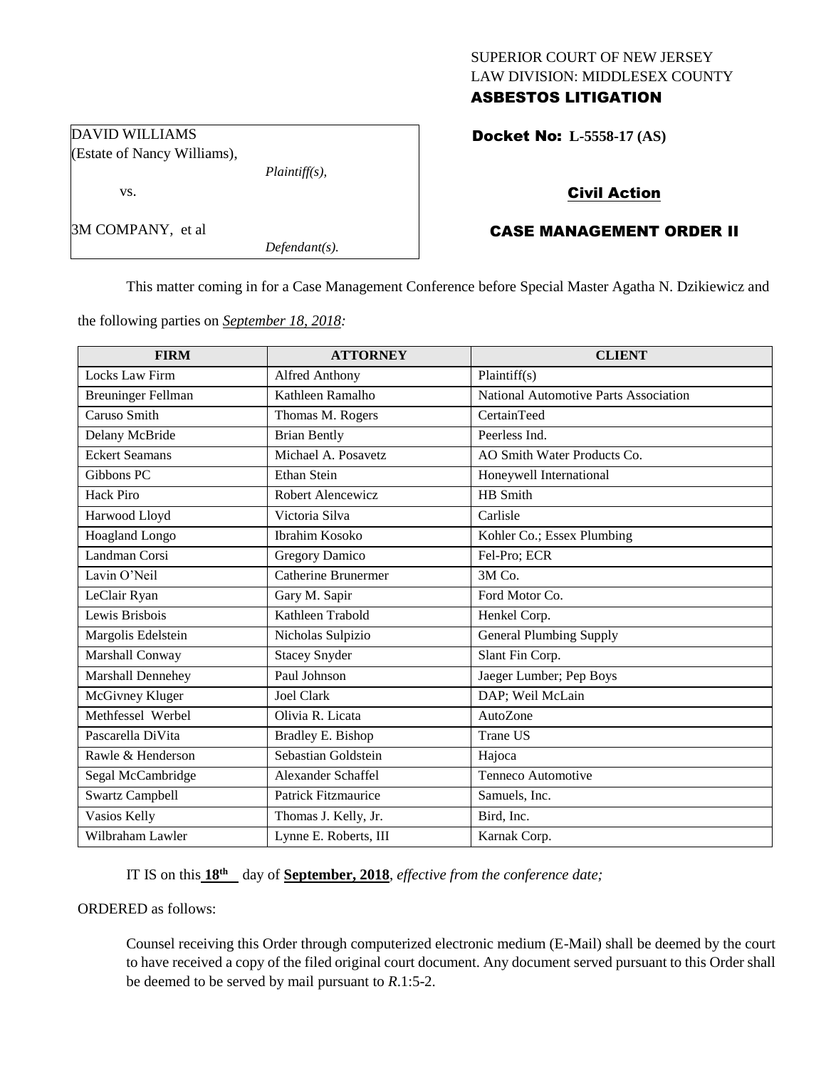SUPERIOR COURT OF NEW JERSEY
LAW DIVISION: MIDDLESEX COUNTY

**ASBESTOS LITIGATION**

DAVID WILLIAMS
(Estate of Nancy Williams),
*Plaintiff(s),*

vs.

3M COMPANY, et al
*Defendant(s).*

**Docket No: L-5558-17 (AS)**

**Civil Action**

**CASE MANAGEMENT ORDER II**

This matter coming in for a Case Management Conference before Special Master Agatha N. Dzikiewicz and the following parties on *September 18, 2018:*

| FIRM | ATTORNEY | CLIENT |
|---|---|---|
| Locks Law Firm | Alfred Anthony | Plaintiff(s) |
| Breuninger Fellman | Kathleen Ramalho | National Automotive Parts Association |
| Caruso Smith | Thomas M. Rogers | CertainTeed |
| Delany McBride | Brian Bently | Peerless Ind. |
| Eckert Seamans | Michael A. Posavetz | AO Smith Water Products Co. |
| Gibbons PC | Ethan Stein | Honeywell International |
| Hack Piro | Robert Alencewicz | HB Smith |
| Harwood Lloyd | Victoria Silva | Carlisle |
| Hoagland Longo | Ibrahim Kosoko | Kohler Co.; Essex Plumbing |
| Landman Corsi | Gregory Damico | Fel-Pro; ECR |
| Lavin O'Neil | Catherine Brunermer | 3M Co. |
| LeClair Ryan | Gary M. Sapir | Ford Motor Co. |
| Lewis Brisbois | Kathleen Trabold | Henkel Corp. |
| Margolis Edelstein | Nicholas Sulpizio | General Plumbing Supply |
| Marshall Conway | Stacey Snyder | Slant Fin Corp. |
| Marshall Dennehey | Paul Johnson | Jaeger Lumber; Pep Boys |
| McGivney Kluger | Joel Clark | DAP; Weil McLain |
| Methfessel Werbel | Olivia R. Licata | AutoZone |
| Pascarella DiVita | Bradley E. Bishop | Trane US |
| Rawle & Henderson | Sebastian Goldstein | Hajoca |
| Segal McCambridge | Alexander Schaffel | Tenneco Automotive |
| Swartz Campbell | Patrick Fitzmaurice | Samuels, Inc. |
| Vasios Kelly | Thomas J. Kelly, Jr. | Bird, Inc. |
| Wilbraham Lawler | Lynne E. Roberts, III | Karnak Corp. |

IT IS on this **18th** day of **September, 2018**, *effective from the conference date;*

ORDERED as follows:

Counsel receiving this Order through computerized electronic medium (E-Mail) shall be deemed by the court to have received a copy of the filed original court document. Any document served pursuant to this Order shall be deemed to be served by mail pursuant to *R*.1:5-2.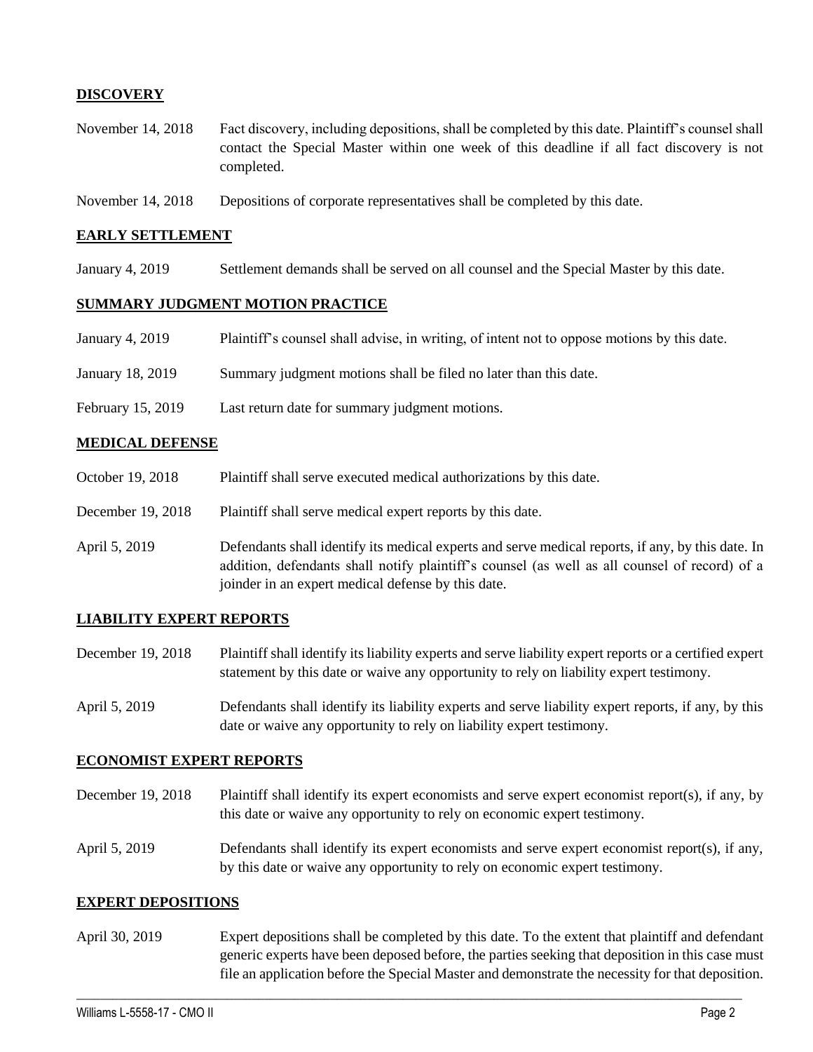**DISCOVERY**

| | |
|---|---|
| November 14, 2018 | Fact discovery, including depositions, shall be completed by this date. Plaintiff's counsel shall contact the Special Master within one week of this deadline if all fact discovery is not completed. |
| November 14, 2018 | Depositions of corporate representatives shall be completed by this date. |

**EARLY SETTLEMENT**

| | |
|---|---|
| January 4, 2019 | Settlement demands shall be served on all counsel and the Special Master by this date. |

**SUMMARY JUDGMENT MOTION PRACTICE**

| | |
|---|---|
| January 4, 2019 | Plaintiff's counsel shall advise, in writing, of intent not to oppose motions by this date. |
| January 18, 2019 | Summary judgment motions shall be filed no later than this date. |
| February 15, 2019 | Last return date for summary judgment motions. |

**MEDICAL DEFENSE**

| | |
|---|---|
| October 19, 2018 | Plaintiff shall serve executed medical authorizations by this date. |
| December 19, 2018 | Plaintiff shall serve medical expert reports by this date. |
| April 5, 2019 | Defendants shall identify its medical experts and serve medical reports, if any, by this date. In addition, defendants shall notify plaintiff's counsel (as well as all counsel of record) of a joinder in an expert medical defense by this date. |

**LIABILITY EXPERT REPORTS**

| | |
|---|---|
| December 19, 2018 | Plaintiff shall identify its liability experts and serve liability expert reports or a certified expert statement by this date or waive any opportunity to rely on liability expert testimony. |
| April 5, 2019 | Defendants shall identify its liability experts and serve liability expert reports, if any, by this date or waive any opportunity to rely on liability expert testimony. |

**ECONOMIST EXPERT REPORTS**

| | |
|---|---|
| December 19, 2018 | Plaintiff shall identify its expert economists and serve expert economist report(s), if any, by this date or waive any opportunity to rely on economic expert testimony. |
| April 5, 2019 | Defendants shall identify its expert economists and serve expert economist report(s), if any, by this date or waive any opportunity to rely on economic expert testimony. |

**EXPERT DEPOSITIONS**

| | |
|---|---|
| April 30, 2019 | Expert depositions shall be completed by this date. To the extent that plaintiff and defendant generic experts have been deposed before, the parties seeking that deposition in this case must file an application before the Special Master and demonstrate the necessity for that deposition. |

Williams L-5558-17 - CMO II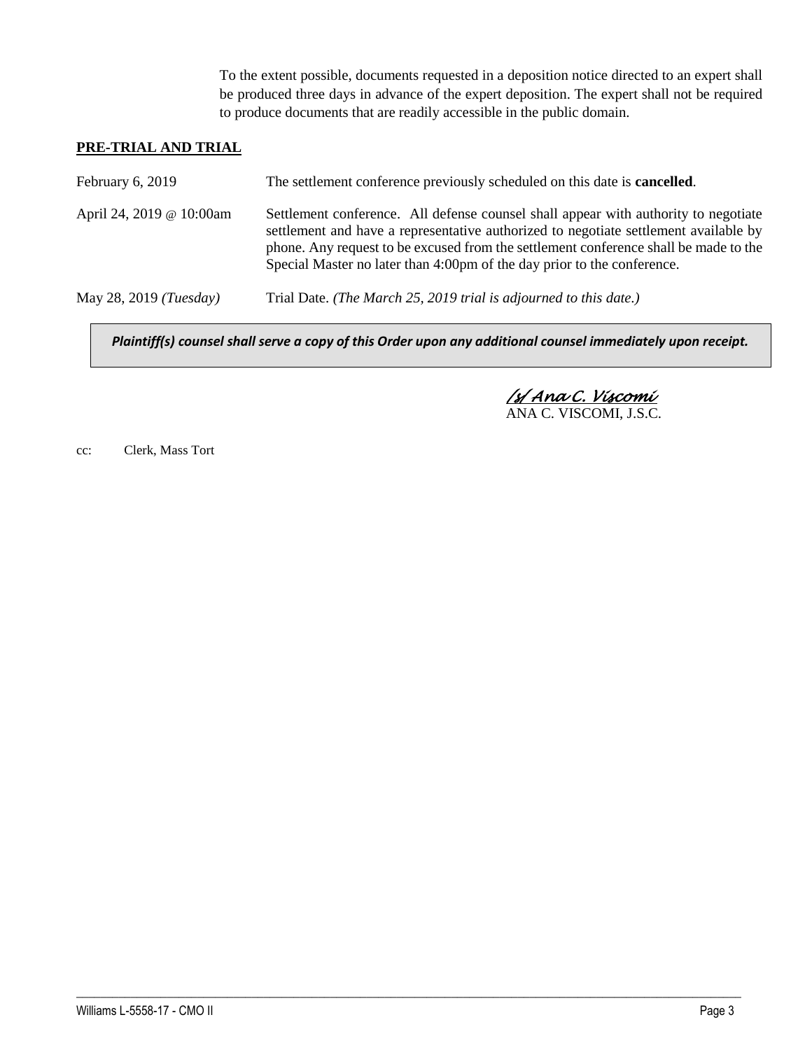To the extent possible, documents requested in a deposition notice directed to an expert shall be produced three days in advance of the expert deposition. The expert shall not be required to produce documents that are readily accessible in the public domain.

**PRE-TRIAL AND TRIAL**

| | |
|---|---|
| February 6, 2019 | The settlement conference previously scheduled on this date is **cancelled**. |
| April 24, 2019 @ 10:00am | Settlement conference. All defense counsel shall appear with authority to negotiate settlement and have a representative authorized to negotiate settlement available by phone. Any request to be excused from the settlement conference shall be made to the Special Master no later than 4:00pm of the day prior to the conference. |
| May 28, 2019 *(Tuesday)* | Trial Date. *(The March 25, 2019 trial is adjourned to this date.)* |

***Plaintiff(s) counsel shall serve a copy of this Order upon any additional counsel immediately upon receipt.***

*/s/ Ana C. Viscomi*
ANA C. VISCOMI, J.S.C.

cc: Clerk, Mass Tort